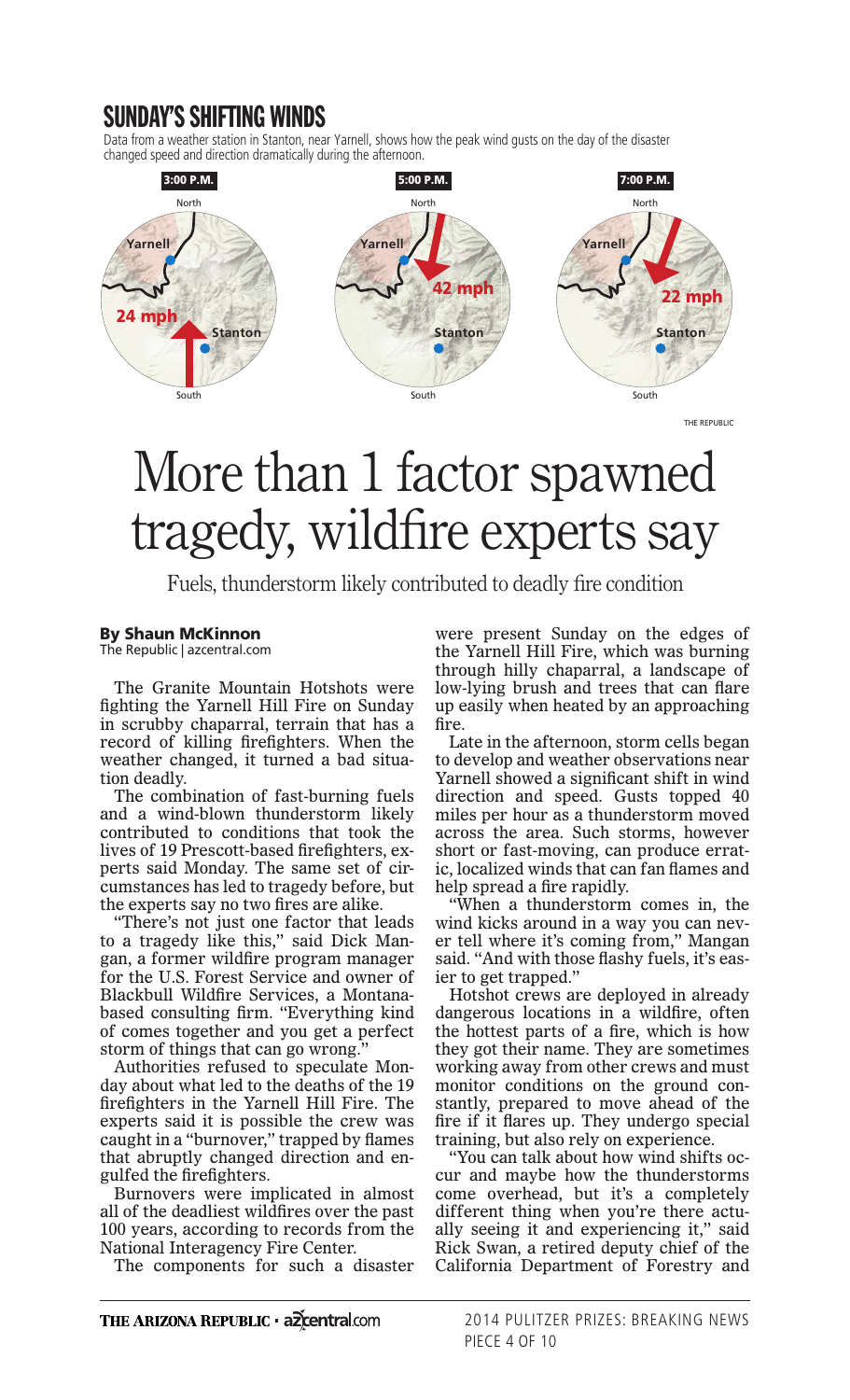## SUNDAY'S SHIFTING WINDS

Data from a weather station in Stanton, near Yarnell, shows how the peak wind gusts on the day of the disaster changed speed and direction dramatically during the afternoon.

3:00 P.M. — 24 mph
5:00 P.M. — 42 mph
7:00 P.M. — 22 mph

THE REPUBLIC

# More than 1 factor spawned tragedy, wildfire experts say

Fuels, thunderstorm likely contributed to deadly fire condition

**By Shaun McKinnon**
The Republic | azcentral.com

The Granite Mountain Hotshots were fighting the Yarnell Hill Fire on Sunday in scrubby chaparral, terrain that has a record of killing firefighters. When the weather changed, it turned a bad situation deadly.

The combination of fast-burning fuels and a wind-blown thunderstorm likely contributed to conditions that took the lives of 19 Prescott-based firefighters, experts said Monday. The same set of circumstances has led to tragedy before, but the experts say no two fires are alike.

"There's not just one factor that leads to a tragedy like this," said Dick Mangan, a former wildfire program manager for the U.S. Forest Service and owner of Blackbull Wildfire Services, a Montana-based consulting firm. "Everything kind of comes together and you get a perfect storm of things that can go wrong."

Authorities refused to speculate Monday about what led to the deaths of the 19 firefighters in the Yarnell Hill Fire. The experts said it is possible the crew was caught in a "burnover," trapped by flames that abruptly changed direction and engulfed the firefighters.

Burnovers were implicated in almost all of the deadliest wildfires over the past 100 years, according to records from the National Interagency Fire Center.

The components for such a disaster were present Sunday on the edges of the Yarnell Hill Fire, which was burning through hilly chaparral, a landscape of low-lying brush and trees that can flare up easily when heated by an approaching fire.

Late in the afternoon, storm cells began to develop and weather observations near Yarnell showed a significant shift in wind direction and speed. Gusts topped 40 miles per hour as a thunderstorm moved across the area. Such storms, however short or fast-moving, can produce erratic, localized winds that can fan flames and help spread a fire rapidly.

"When a thunderstorm comes in, the wind kicks around in a way you can never tell where it's coming from," Mangan said. "And with those flashy fuels, it's easier to get trapped."

Hotshot crews are deployed in already dangerous locations in a wildfire, often the hottest parts of a fire, which is how they got their name. They are sometimes working away from other crews and must monitor conditions on the ground constantly, prepared to move ahead of the fire if it flares up. They undergo special training, but also rely on experience.

"You can talk about how wind shifts occur and maybe how the thunderstorms come overhead, but it's a completely different thing when you're there actually seeing it and experiencing it," said Rick Swan, a retired deputy chief of the California Department of Forestry and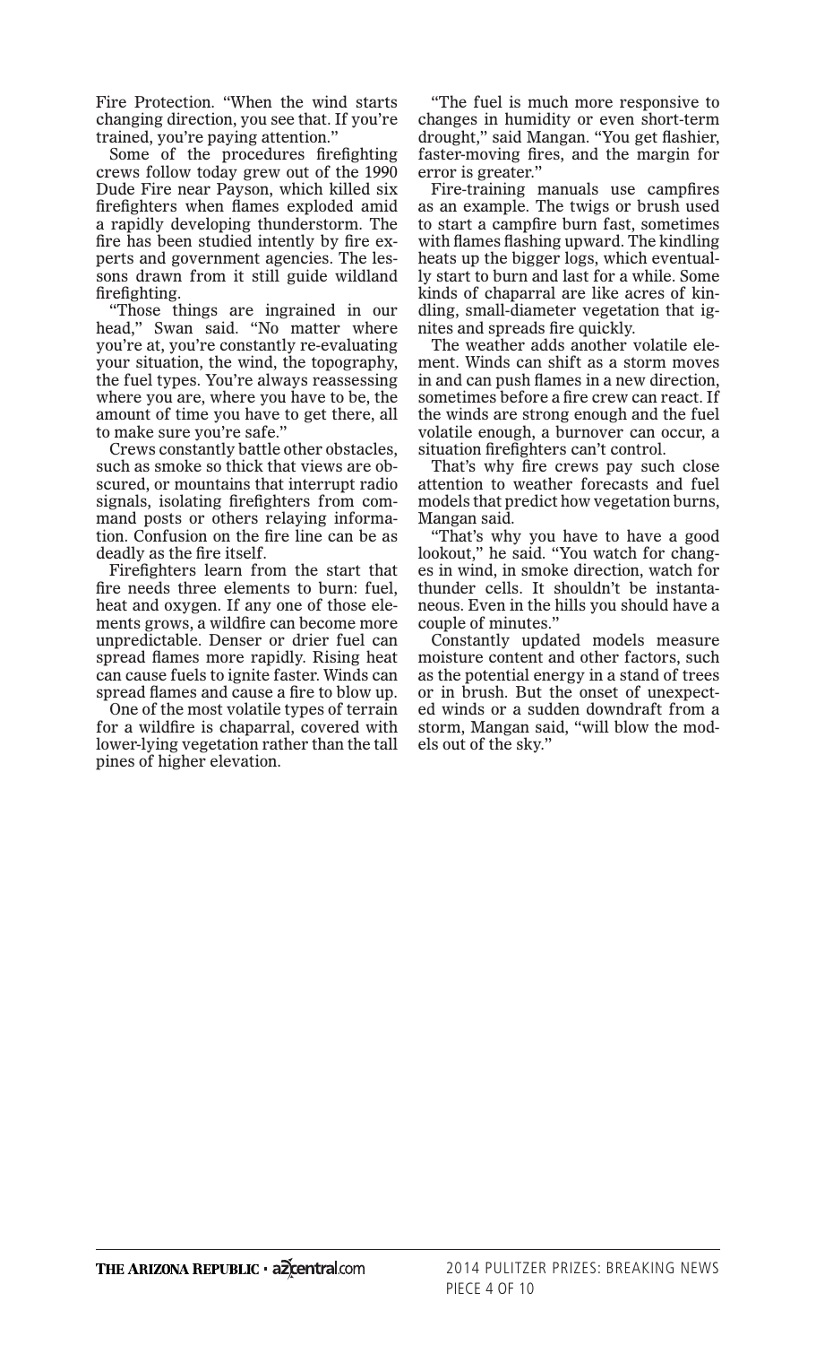Fire Protection. "When the wind starts changing direction, you see that. If you're trained, you're paying attention."

Some of the procedures firefighting crews follow today grew out of the 1990 Dude Fire near Payson, which killed six firefighters when flames exploded amid a rapidly developing thunderstorm. The fire has been studied intently by fire experts and government agencies. The lessons drawn from it still guide wildland firefighting.

"Those things are ingrained in our head," Swan said. "No matter where you're at, you're constantly re-evaluating your situation, the wind, the topography, the fuel types. You're always reassessing where you are, where you have to be, the amount of time you have to get there, all to make sure you're safe."

Crews constantly battle other obstacles, such as smoke so thick that views are obscured, or mountains that interrupt radio signals, isolating firefighters from command posts or others relaying information. Confusion on the fire line can be as deadly as the fire itself.

Firefighters learn from the start that fire needs three elements to burn: fuel, heat and oxygen. If any one of those elements grows, a wildfire can become more unpredictable. Denser or drier fuel can spread flames more rapidly. Rising heat can cause fuels to ignite faster. Winds can spread flames and cause a fire to blow up.

One of the most volatile types of terrain for a wildfire is chaparral, covered with lower-lying vegetation rather than the tall pines of higher elevation.

"The fuel is much more responsive to changes in humidity or even short-term drought," said Mangan. "You get flashier, faster-moving fires, and the margin for error is greater."

Fire-training manuals use campfires as an example. The twigs or brush used to start a campfire burn fast, sometimes with flames flashing upward. The kindling heats up the bigger logs, which eventually start to burn and last for a while. Some kinds of chaparral are like acres of kindling, small-diameter vegetation that ignites and spreads fire quickly.

The weather adds another volatile element. Winds can shift as a storm moves in and can push flames in a new direction, sometimes before a fire crew can react. If the winds are strong enough and the fuel volatile enough, a burnover can occur, a situation firefighters can't control.

That's why fire crews pay such close attention to weather forecasts and fuel models that predict how vegetation burns, Mangan said.

"That's why you have to have a good lookout," he said. "You watch for changes in wind, in smoke direction, watch for thunder cells. It shouldn't be instantaneous. Even in the hills you should have a couple of minutes."

Constantly updated models measure moisture content and other factors, such as the potential energy in a stand of trees or in brush. But the onset of unexpected winds or a sudden downdraft from a storm, Mangan said, "will blow the models out of the sky."